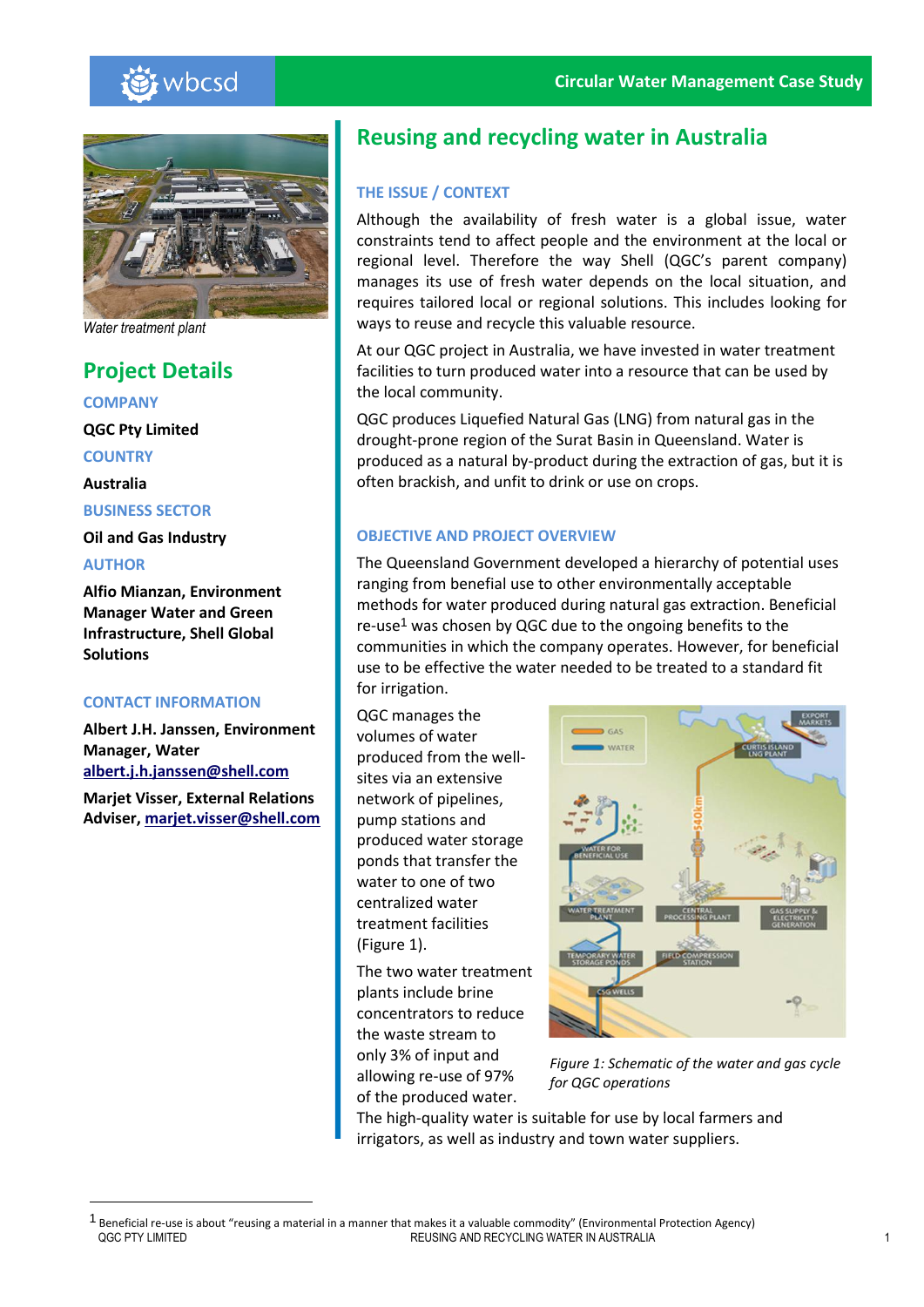Circular Water Management Case Study

# Reusing and recycling water in Australia

*Water treatment plant*

## Project Details

**COMPANY**

**QGC Pty Limited**

**COUNTRY**

**Australia**

**BUSINESS SECTOR**

**Oil and Gas Industry**

**AUTHOR**

**Alfio Mianzan, Environment Manager Water and Green Infrastructure, Shell Global Solutions**

**CONTACT INFORMATION**

**Albert J.H. Janssen, Environment Manager, Water** albert.j.h.janssen@shell.com

**Marjet Visser, External Relations Adviser,** marjet.visser@shell.com

### THE ISSUE / CONTEXT

Although the availability of fresh water is a global issue, water constraints tend to affect people and the environment at the local or regional level. Therefore the way Shell (QGC's parent company) manages its use of fresh water depends on the local situation, and requires tailored local or regional solutions. This includes looking for ways to reuse and recycle this valuable resource.

At our QGC project in Australia, we have invested in water treatment facilities to turn produced water into a resource that can be used by the local community.

QGC produces Liquefied Natural Gas (LNG) from natural gas in the drought-prone region of the Surat Basin in Queensland. Water is produced as a natural by-product during the extraction of gas, but it is often brackish, and unfit to drink or use on crops.

### OBJECTIVE AND PROJECT OVERVIEW

The Queensland Government developed a hierarchy of potential uses ranging from benefial use to other environmentally acceptable methods for water produced during natural gas extraction. Beneficial re-use[1] was chosen by QGC due to the ongoing benefits to the communities in which the company operates. However, for beneficial use to be effective the water needed to be treated to a standard fit for irrigation.

QGC manages the volumes of water produced from the well-sites via an extensive network of pipelines, pump stations and produced water storage ponds that transfer the water to one of two centralized water treatment facilities (Figure 1).

*Figure 1: Schematic of the water and gas cycle for QGC operations*

The two water treatment plants include brine concentrators to reduce the waste stream to only 3% of input and allowing re-use of 97% of the produced water. The high-quality water is suitable for use by local farmers and irrigators, as well as industry and town water suppliers.

[1] Beneficial re-use is about "reusing a material in a manner that makes it a valuable commodity" (Environmental Protection Agency)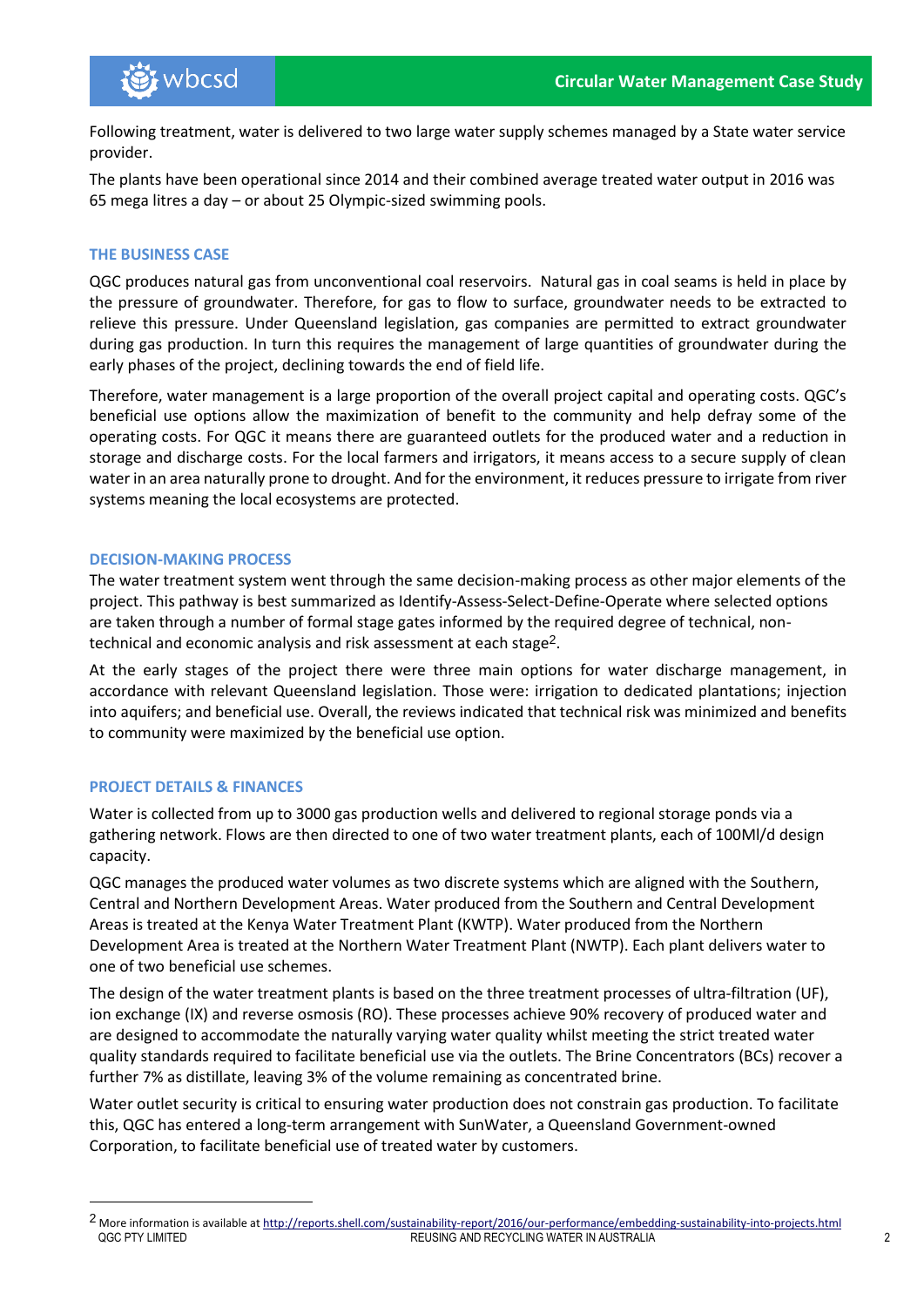Following treatment, water is delivered to two large water supply schemes managed by a State water service provider.

The plants have been operational since 2014 and their combined average treated water output in 2016 was 65 mega litres a day – or about 25 Olympic-sized swimming pools.

### THE BUSINESS CASE

QGC produces natural gas from unconventional coal reservoirs. Natural gas in coal seams is held in place by the pressure of groundwater. Therefore, for gas to flow to surface, groundwater needs to be extracted to relieve this pressure. Under Queensland legislation, gas companies are permitted to extract groundwater during gas production. In turn this requires the management of large quantities of groundwater during the early phases of the project, declining towards the end of field life.

Therefore, water management is a large proportion of the overall project capital and operating costs. QGC's beneficial use options allow the maximization of benefit to the community and help defray some of the operating costs. For QGC it means there are guaranteed outlets for the produced water and a reduction in storage and discharge costs. For the local farmers and irrigators, it means access to a secure supply of clean water in an area naturally prone to drought. And for the environment, it reduces pressure to irrigate from river systems meaning the local ecosystems are protected.

### DECISION-MAKING PROCESS

The water treatment system went through the same decision-making process as other major elements of the project. This pathway is best summarized as Identify-Assess-Select-Define-Operate where selected options are taken through a number of formal stage gates informed by the required degree of technical, non-technical and economic analysis and risk assessment at each stage[2].

At the early stages of the project there were three main options for water discharge management, in accordance with relevant Queensland legislation. Those were: irrigation to dedicated plantations; injection into aquifers; and beneficial use. Overall, the reviews indicated that technical risk was minimized and benefits to community were maximized by the beneficial use option.

### PROJECT DETAILS & FINANCES

Water is collected from up to 3000 gas production wells and delivered to regional storage ponds via a gathering network. Flows are then directed to one of two water treatment plants, each of 100Ml/d design capacity.

QGC manages the produced water volumes as two discrete systems which are aligned with the Southern, Central and Northern Development Areas. Water produced from the Southern and Central Development Areas is treated at the Kenya Water Treatment Plant (KWTP). Water produced from the Northern Development Area is treated at the Northern Water Treatment Plant (NWTP). Each plant delivers water to one of two beneficial use schemes.

The design of the water treatment plants is based on the three treatment processes of ultra-filtration (UF), ion exchange (IX) and reverse osmosis (RO). These processes achieve 90% recovery of produced water and are designed to accommodate the naturally varying water quality whilst meeting the strict treated water quality standards required to facilitate beneficial use via the outlets. The Brine Concentrators (BCs) recover a further 7% as distillate, leaving 3% of the volume remaining as concentrated brine.

Water outlet security is critical to ensuring water production does not constrain gas production. To facilitate this, QGC has entered a long-term arrangement with SunWater, a Queensland Government-owned Corporation, to facilitate beneficial use of treated water by customers.

---

[2] More information is available at http://reports.shell.com/sustainability-report/2016/our-performance/embedding-sustainability-into-projects.html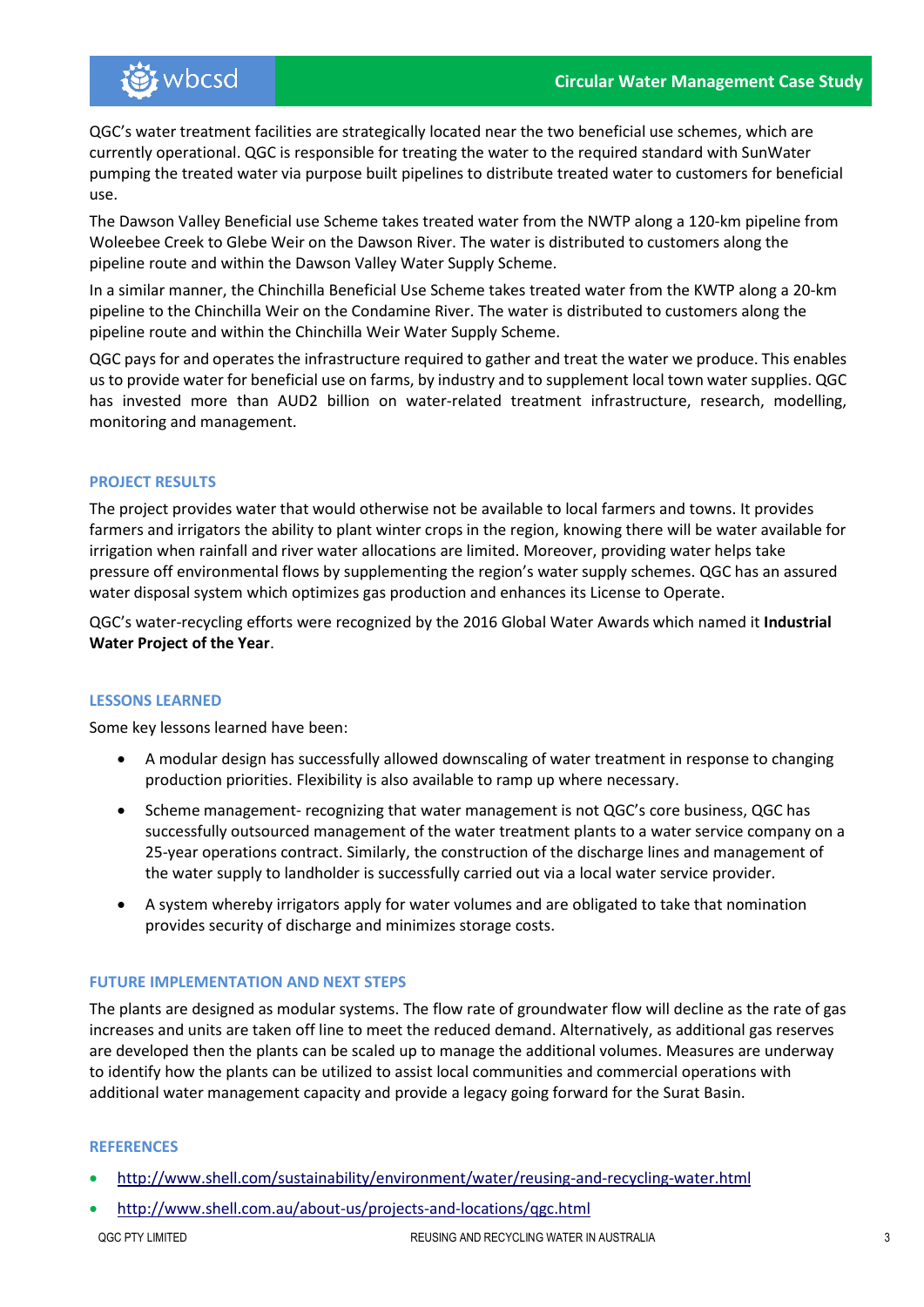QGC's water treatment facilities are strategically located near the two beneficial use schemes, which are currently operational. QGC is responsible for treating the water to the required standard with SunWater pumping the treated water via purpose built pipelines to distribute treated water to customers for beneficial use.

The Dawson Valley Beneficial use Scheme takes treated water from the NWTP along a 120-km pipeline from Woleebee Creek to Glebe Weir on the Dawson River. The water is distributed to customers along the pipeline route and within the Dawson Valley Water Supply Scheme.

In a similar manner, the Chinchilla Beneficial Use Scheme takes treated water from the KWTP along a 20-km pipeline to the Chinchilla Weir on the Condamine River. The water is distributed to customers along the pipeline route and within the Chinchilla Weir Water Supply Scheme.

QGC pays for and operates the infrastructure required to gather and treat the water we produce. This enables us to provide water for beneficial use on farms, by industry and to supplement local town water supplies. QGC has invested more than AUD2 billion on water-related treatment infrastructure, research, modelling, monitoring and management.

## PROJECT RESULTS

The project provides water that would otherwise not be available to local farmers and towns. It provides farmers and irrigators the ability to plant winter crops in the region, knowing there will be water available for irrigation when rainfall and river water allocations are limited. Moreover, providing water helps take pressure off environmental flows by supplementing the region's water supply schemes. QGC has an assured water disposal system which optimizes gas production and enhances its License to Operate.

QGC's water-recycling efforts were recognized by the 2016 Global Water Awards which named it **Industrial Water Project of the Year**.

## LESSONS LEARNED

Some key lessons learned have been:

- A modular design has successfully allowed downscaling of water treatment in response to changing production priorities. Flexibility is also available to ramp up where necessary.
- Scheme management- recognizing that water management is not QGC's core business, QGC has successfully outsourced management of the water treatment plants to a water service company on a 25-year operations contract. Similarly, the construction of the discharge lines and management of the water supply to landholder is successfully carried out via a local water service provider.
- A system whereby irrigators apply for water volumes and are obligated to take that nomination provides security of discharge and minimizes storage costs.

## FUTURE IMPLEMENTATION AND NEXT STEPS

The plants are designed as modular systems. The flow rate of groundwater flow will decline as the rate of gas increases and units are taken off line to meet the reduced demand. Alternatively, as additional gas reserves are developed then the plants can be scaled up to manage the additional volumes. Measures are underway to identify how the plants can be utilized to assist local communities and commercial operations with additional water management capacity and provide a legacy going forward for the Surat Basin.

## REFERENCES

- http://www.shell.com/sustainability/environment/water/reusing-and-recycling-water.html
- http://www.shell.com.au/about-us/projects-and-locations/qgc.html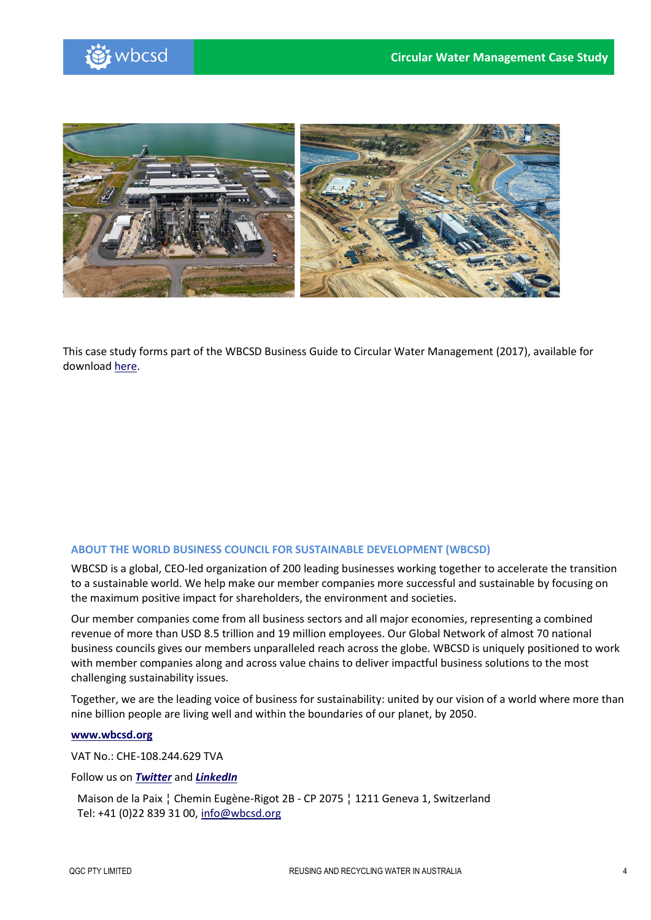This case study forms part of the WBCSD Business Guide to Circular Water Management (2017), available for download here.

### ABOUT THE WORLD BUSINESS COUNCIL FOR SUSTAINABLE DEVELOPMENT (WBCSD)

WBCSD is a global, CEO-led organization of 200 leading businesses working together to accelerate the transition to a sustainable world. We help make our member companies more successful and sustainable by focusing on the maximum positive impact for shareholders, the environment and societies.

Our member companies come from all business sectors and all major economies, representing a combined revenue of more than USD 8.5 trillion and 19 million employees. Our Global Network of almost 70 national business councils gives our members unparalleled reach across the globe. WBCSD is uniquely positioned to work with member companies along and across value chains to deliver impactful business solutions to the most challenging sustainability issues.

Together, we are the leading voice of business for sustainability: united by our vision of a world where more than nine billion people are living well and within the boundaries of our planet, by 2050.

**www.wbcsd.org**

VAT No.: CHE-108.244.629 TVA

Follow us on ***Twitter*** and ***LinkedIn***

Maison de la Paix ¦ Chemin Eugène-Rigot 2B - CP 2075 ¦ 1211 Geneva 1, Switzerland
Tel: +41 (0)22 839 31 00, info@wbcsd.org